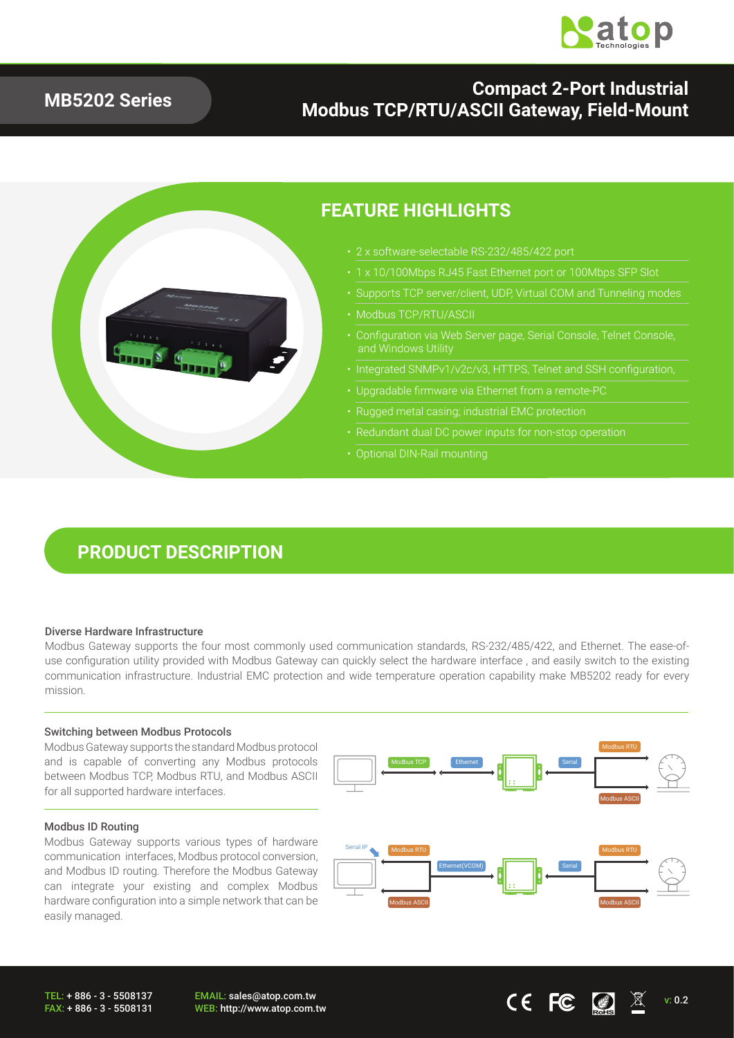MB5202 Series

# Compact 2-Port Industrial Modbus TCP/RTU/ASCII Gateway, Field-Mount

## FEATURE HIGHLIGHTS

- 2 x software-selectable RS-232/485/422 port
- 1 x 10/100Mbps RJ45 Fast Ethernet port or 100Mbps SFP Slot
- Supports TCP server/client, UDP, Virtual COM and Tunneling modes
- Modbus TCP/RTU/ASCII
- Configuration via Web Server page, Serial Console, Telnet Console, and Windows Utility
- Integrated SNMPv1/v2c/v3, HTTPS, Telnet and SSH configuration,
- Upgradable firmware via Ethernet from a remote-PC
- Rugged metal casing; industrial EMC protection
- Redundant dual DC power inputs for non-stop operation
- Optional DIN-Rail mounting

## PRODUCT DESCRIPTION

### Diverse Hardware Infrastructure

Modbus Gateway supports the four most commonly used communication standards, RS-232/485/422, and Ethernet. The ease-of-use configuration utility provided with Modbus Gateway can quickly select the hardware interface , and easily switch to the existing communication infrastructure. Industrial EMC protection and wide temperature operation capability make MB5202 ready for every mission.

### Switching between Modbus Protocols

Modbus Gateway supports the standard Modbus protocol and is capable of converting any Modbus protocols between Modbus TCP, Modbus RTU, and Modbus ASCII for all supported hardware interfaces.

### Modbus ID Routing

Modbus Gateway supports various types of hardware communication interfaces, Modbus protocol conversion, and Modbus ID routing. Therefore the Modbus Gateway can integrate your existing and complex Modbus hardware configuration into a simple network that can be easily managed.

TEL: + 886 - 3 - 5508137
FAX: + 886 - 3 - 5508131

EMAIL: sales@atop.com.tw
WEB: http://www.atop.com.tw

v: 0.2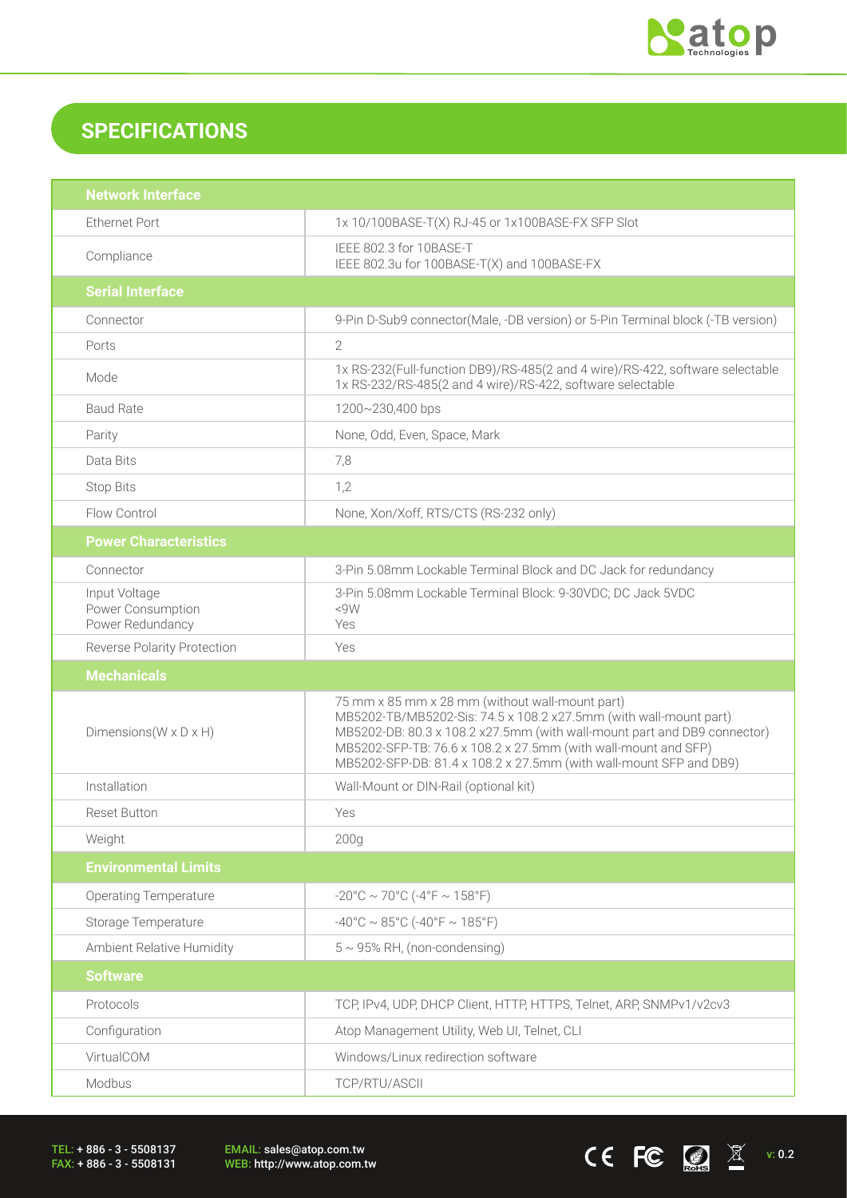## SPECIFICATIONS

| Network Interface | |
|---|---|
| Ethernet Port | 1x 10/100BASE-T(X) RJ-45 or 1x100BASE-FX SFP Slot |
| Compliance | IEEE 802.3 for 10BASE-T<br>IEEE 802.3u for 100BASE-T(X) and 100BASE-FX |
| **Serial Interface** | |
| Connector | 9-Pin D-Sub9 connector(Male, -DB version) or 5-Pin Terminal block (-TB version) |
| Ports | 2 |
| Mode | 1x RS-232(Full-function DB9)/RS-485(2 and 4 wire)/RS-422, software selectable<br>1x RS-232/RS-485(2 and 4 wire)/RS-422, software selectable |
| Baud Rate | 1200~230,400 bps |
| Parity | None, Odd, Even, Space, Mark |
| Data Bits | 7,8 |
| Stop Bits | 1,2 |
| Flow Control | None, Xon/Xoff, RTS/CTS (RS-232 only) |
| **Power Characteristics** | |
| Connector | 3-Pin 5.08mm Lockable Terminal Block and DC Jack for redundancy |
| Input Voltage<br>Power Consumption<br>Power Redundancy | 3-Pin 5.08mm Lockable Terminal Block: 9-30VDC; DC Jack 5VDC<br><9W<br>Yes |
| Reverse Polarity Protection | Yes |
| **Mechanicals** | |
| Dimensions(W x D x H) | 75 mm x 85 mm x 28 mm (without wall-mount part)<br>MB5202-TB/MB5202-Sis: 74.5 x 108.2 x27.5mm (with wall-mount part)<br>MB5202-DB: 80.3 x 108.2 x27.5mm (with wall-mount part and DB9 connector)<br>MB5202-SFP-TB: 76.6 x 108.2 x 27.5mm (with wall-mount and SFP)<br>MB5202-SFP-DB: 81.4 x 108.2 x 27.5mm (with wall-mount SFP and DB9) |
| Installation | Wall-Mount or DIN-Rail (optional kit) |
| Reset Button | Yes |
| Weight | 200g |
| **Environmental Limits** | |
| Operating Temperature | -20°C ~ 70°C (-4°F ~ 158°F) |
| Storage Temperature | -40°C ~ 85°C (-40°F ~ 185°F) |
| Ambient Relative Humidity | 5 ~ 95% RH, (non-condensing) |
| **Software** | |
| Protocols | TCP, IPv4, UDP, DHCP Client, HTTP, HTTPS, Telnet, ARP, SNMPv1/v2cv3 |
| Configuration | Atop Management Utility, Web UI, Telnet, CLI |
| VirtualCOM | Windows/Linux redirection software |
| Modbus | TCP/RTU/ASCII |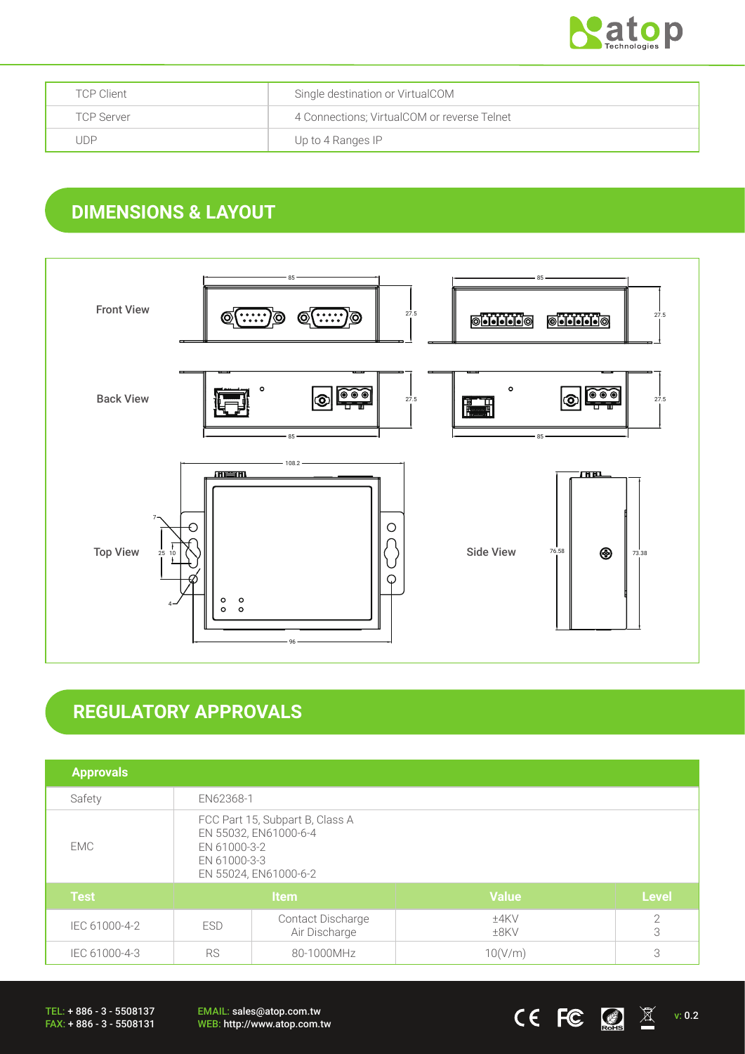| TCP Client | Single destination or VirtualCOM |
|---|---|
| TCP Server | 4 Connections; VirtualCOM or reverse Telnet |
| UDP | Up to 4 Ranges IP |

## DIMENSIONS & LAYOUT

Front View

Back View

Top View

Side View

## REGULATORY APPROVALS

| Approvals | | | | |
|---|---|---|---|---|
| Safety | EN62368-1 | | | |
| EMC | FCC Part 15, Subpart B, Class A<br>EN 55032, EN61000-6-4<br>EN 61000-3-2<br>EN 61000-3-3<br>EN 55024, EN61000-6-2 | | | |
| **Test** | **Item** | | **Value** | **Level** |
| IEC 61000-4-2 | ESD | Contact Discharge<br>Air Discharge | ±4KV<br>±8KV | 2<br>3 |
| IEC 61000-4-3 | RS | 80-1000MHz | 10(V/m) | 3 |

TEL: + 886 - 3 - 5508137
FAX: + 886 - 3 - 5508131

EMAIL: sales@atop.com.tw
WEB: http://www.atop.com.tw

v: 0.2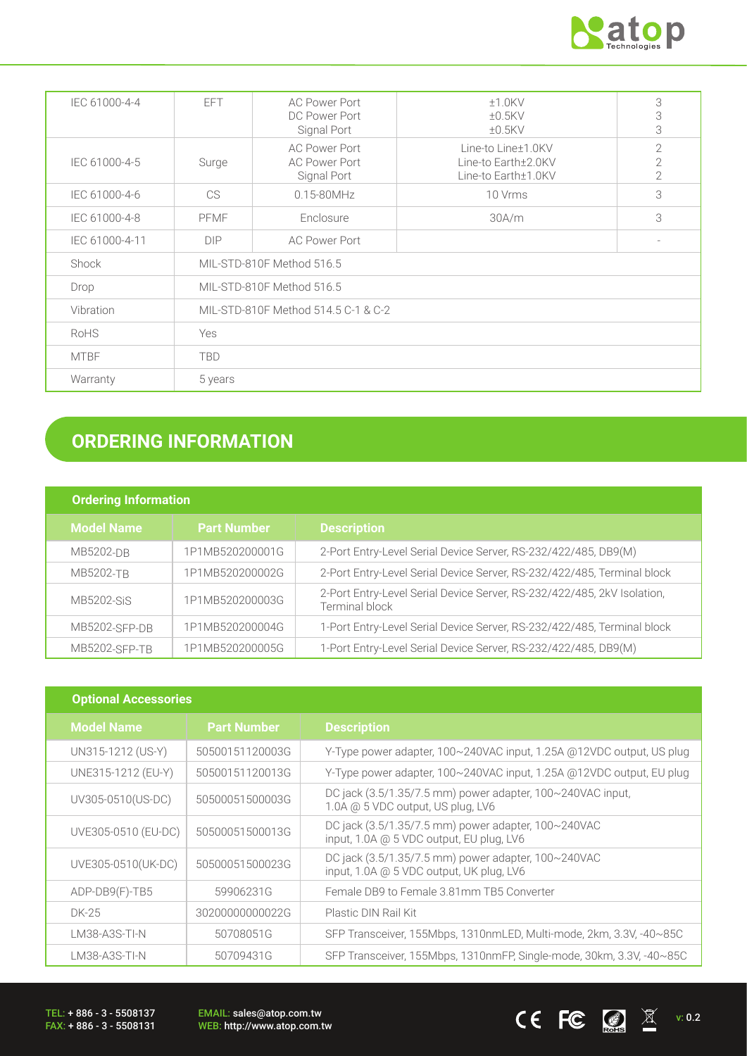| | | | | |
|---|---|---|---|---|
| IEC 61000-4-4 | EFT | AC Power Port<br>DC Power Port<br>Signal Port | ±1.0KV<br>±0.5KV<br>±0.5KV | 3<br>3<br>3 |
| IEC 61000-4-5 | Surge | AC Power Port<br>AC Power Port<br>Signal Port | Line-to Line±1.0KV<br>Line-to Earth±2.0KV<br>Line-to Earth±1.0KV | 2<br>2<br>2 |
| IEC 61000-4-6 | CS | 0.15-80MHz | 10 Vrms | 3 |
| IEC 61000-4-8 | PFMF | Enclosure | 30A/m | 3 |
| IEC 61000-4-11 | DIP | AC Power Port | | - |
| Shock | MIL-STD-810F Method 516.5 | | | |
| Drop | MIL-STD-810F Method 516.5 | | | |
| Vibration | MIL-STD-810F Method 514.5 C-1 & C-2 | | | |
| RoHS | Yes | | | |
| MTBF | TBD | | | |
| Warranty | 5 years | | | |

## ORDERING INFORMATION

**Ordering Information**

| Model Name | Part Number | Description |
|---|---|---|
| MB5202-DB | 1P1MB520200001G | 2-Port Entry-Level Serial Device Server, RS-232/422/485, DB9(M) |
| MB5202-TB | 1P1MB520200002G | 2-Port Entry-Level Serial Device Server, RS-232/422/485, Terminal block |
| MB5202-SiS | 1P1MB520200003G | 2-Port Entry-Level Serial Device Server, RS-232/422/485, 2kV Isolation, Terminal block |
| MB5202-SFP-DB | 1P1MB520200004G | 1-Port Entry-Level Serial Device Server, RS-232/422/485, Terminal block |
| MB5202-SFP-TB | 1P1MB520200005G | 1-Port Entry-Level Serial Device Server, RS-232/422/485, DB9(M) |

**Optional Accessories**

| Model Name | Part Number | Description |
|---|---|---|
| UN315-1212 (US-Y) | 50500151120003G | Y-Type power adapter, 100~240VAC input, 1.25A @12VDC output, US plug |
| UNE315-1212 (EU-Y) | 50500151120013G | Y-Type power adapter, 100~240VAC input, 1.25A @12VDC output, EU plug |
| UV305-0510(US-DC) | 50500051500003G | DC jack (3.5/1.35/7.5 mm) power adapter, 100~240VAC input, 1.0A @ 5 VDC output, US plug, LV6 |
| UVE305-0510 (EU-DC) | 50500051500013G | DC jack (3.5/1.35/7.5 mm) power adapter, 100~240VAC input, 1.0A @ 5 VDC output, EU plug, LV6 |
| UVE305-0510(UK-DC) | 50500051500023G | DC jack (3.5/1.35/7.5 mm) power adapter, 100~240VAC input, 1.0A @ 5 VDC output, UK plug, LV6 |
| ADP-DB9(F)-TB5 | 59906231G | Female DB9 to Female 3.81mm TB5 Converter |
| DK-25 | 30200000000022G | Plastic DIN Rail Kit |
| LM38-A3S-TI-N | 50708051G | SFP Transceiver, 155Mbps, 1310nmLED, Multi-mode, 2km, 3.3V, -40~85C |
| LM38-A3S-TI-N | 50709431G | SFP Transceiver, 155Mbps, 1310nmFP, Single-mode, 30km, 3.3V, -40~85C |

TEL: + 886 - 3 - 5508137
FAX: + 886 - 3 - 5508131

EMAIL: sales@atop.com.tw
WEB: http://www.atop.com.tw

v: 0.2